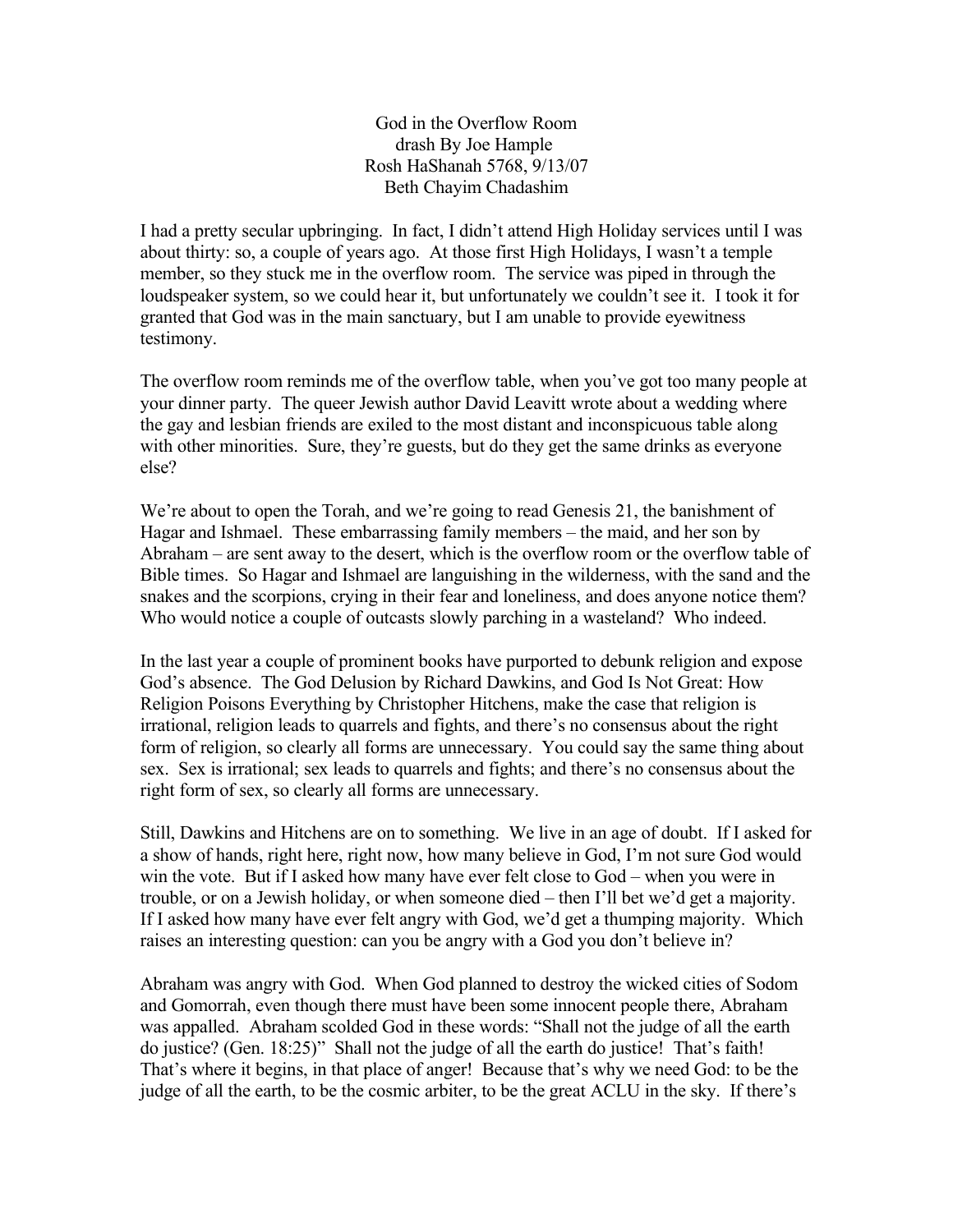# God in the Overflow Room

drash By Joe Hample

Rosh HaShanah 5768, 9/13/07

Beth Chayim Chadashim

I had a pretty secular upbringing. In fact, I didn't attend High Holiday services until I was about thirty: so, a couple of years ago. At those first High Holidays, I wasn't a temple member, so they stuck me in the overflow room. The service was piped in through the loudspeaker system, so we could hear it, but unfortunately we couldn't see it. I took it for granted that God was in the main sanctuary, but I am unable to provide eyewitness testimony.

The overflow room reminds me of the overflow table, when you've got too many people at your dinner party. The queer Jewish author David Leavitt wrote about a wedding where the gay and lesbian friends are exiled to the most distant and inconspicuous table along with other minorities. Sure, they're guests, but do they get the same drinks as everyone else?

We're about to open the Torah, and we're going to read Genesis 21, the banishment of Hagar and Ishmael. These embarrassing family members – the maid, and her son by Abraham – are sent away to the desert, which is the overflow room or the overflow table of Bible times. So Hagar and Ishmael are languishing in the wilderness, with the sand and the snakes and the scorpions, crying in their fear and loneliness, and does anyone notice them? Who would notice a couple of outcasts slowly parching in a wasteland? Who indeed.

In the last year a couple of prominent books have purported to debunk religion and expose God's absence. The God Delusion by Richard Dawkins, and God Is Not Great: How Religion Poisons Everything by Christopher Hitchens, make the case that religion is irrational, religion leads to quarrels and fights, and there's no consensus about the right form of religion, so clearly all forms are unnecessary. You could say the same thing about sex. Sex is irrational; sex leads to quarrels and fights; and there's no consensus about the right form of sex, so clearly all forms are unnecessary.

Still, Dawkins and Hitchens are on to something. We live in an age of doubt. If I asked for a show of hands, right here, right now, how many believe in God, I'm not sure God would win the vote. But if I asked how many have ever felt close to God – when you were in trouble, or on a Jewish holiday, or when someone died – then I'll bet we'd get a majority. If I asked how many have ever felt angry with God, we'd get a thumping majority. Which raises an interesting question: can you be angry with a God you don't believe in?

Abraham was angry with God. When God planned to destroy the wicked cities of Sodom and Gomorrah, even though there must have been some innocent people there, Abraham was appalled. Abraham scolded God in these words: "Shall not the judge of all the earth do justice? (Gen. 18:25)" Shall not the judge of all the earth do justice! That's faith! That's where it begins, in that place of anger! Because that's why we need God: to be the judge of all the earth, to be the cosmic arbiter, to be the great ACLU in the sky. If there's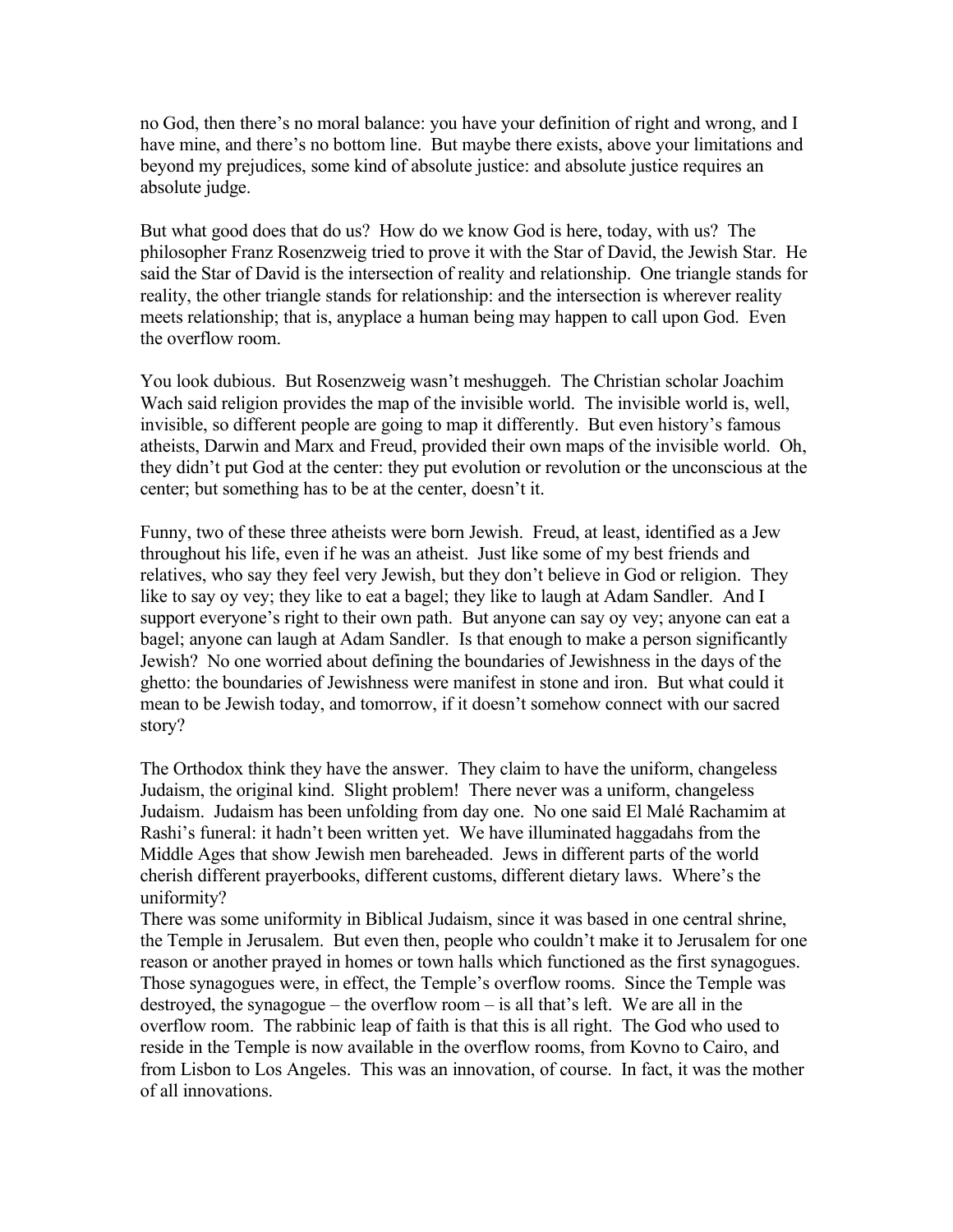no God, then there's no moral balance: you have your definition of right and wrong, and I have mine, and there's no bottom line. But maybe there exists, above your limitations and beyond my prejudices, some kind of absolute justice: and absolute justice requires an absolute judge.

But what good does that do us? How do we know God is here, today, with us? The philosopher Franz Rosenzweig tried to prove it with the Star of David, the Jewish Star. He said the Star of David is the intersection of reality and relationship. One triangle stands for reality, the other triangle stands for relationship: and the intersection is wherever reality meets relationship; that is, anyplace a human being may happen to call upon God. Even the overflow room.

You look dubious. But Rosenzweig wasn't meshuggeh. The Christian scholar Joachim Wach said religion provides the map of the invisible world. The invisible world is, well, invisible, so different people are going to map it differently. But even history's famous atheists, Darwin and Marx and Freud, provided their own maps of the invisible world. Oh, they didn't put God at the center: they put evolution or revolution or the unconscious at the center; but something has to be at the center, doesn't it.

Funny, two of these three atheists were born Jewish. Freud, at least, identified as a Jew throughout his life, even if he was an atheist. Just like some of my best friends and relatives, who say they feel very Jewish, but they don't believe in God or religion. They like to say oy vey; they like to eat a bagel; they like to laugh at Adam Sandler. And I support everyone's right to their own path. But anyone can say oy vey; anyone can eat a bagel; anyone can laugh at Adam Sandler. Is that enough to make a person significantly Jewish? No one worried about defining the boundaries of Jewishness in the days of the ghetto: the boundaries of Jewishness were manifest in stone and iron. But what could it mean to be Jewish today, and tomorrow, if it doesn't somehow connect with our sacred story?

The Orthodox think they have the answer. They claim to have the uniform, changeless Judaism, the original kind. Slight problem! There never was a uniform, changeless Judaism. Judaism has been unfolding from day one. No one said El Malé Rachamim at Rashi's funeral: it hadn't been written yet. We have illuminated haggadahs from the Middle Ages that show Jewish men bareheaded. Jews in different parts of the world cherish different prayerbooks, different customs, different dietary laws. Where's the uniformity?

There was some uniformity in Biblical Judaism, since it was based in one central shrine, the Temple in Jerusalem. But even then, people who couldn't make it to Jerusalem for one reason or another prayed in homes or town halls which functioned as the first synagogues. Those synagogues were, in effect, the Temple's overflow rooms. Since the Temple was destroyed, the synagogue – the overflow room – is all that's left. We are all in the overflow room. The rabbinic leap of faith is that this is all right. The God who used to reside in the Temple is now available in the overflow rooms, from Kovno to Cairo, and from Lisbon to Los Angeles. This was an innovation, of course. In fact, it was the mother of all innovations.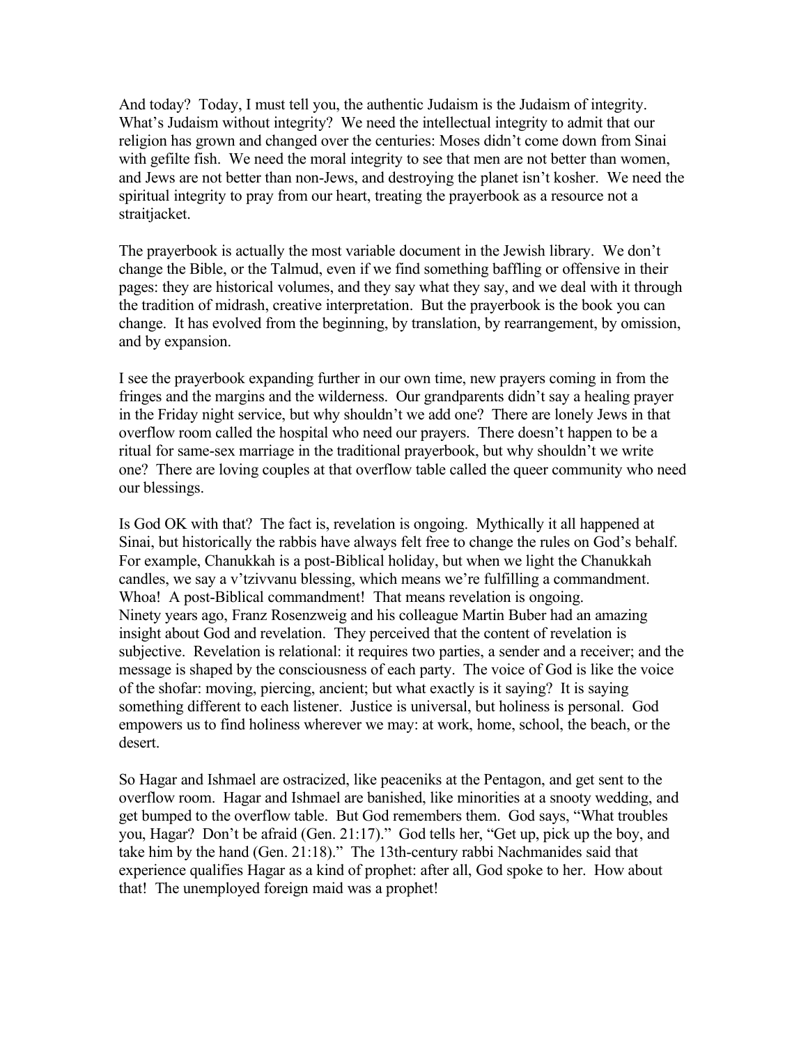And today? Today, I must tell you, the authentic Judaism is the Judaism of integrity. What's Judaism without integrity? We need the intellectual integrity to admit that our religion has grown and changed over the centuries: Moses didn't come down from Sinai with gefilte fish. We need the moral integrity to see that men are not better than women, and Jews are not better than non-Jews, and destroying the planet isn't kosher. We need the spiritual integrity to pray from our heart, treating the prayerbook as a resource not a straitjacket.

The prayerbook is actually the most variable document in the Jewish library. We don't change the Bible, or the Talmud, even if we find something baffling or offensive in their pages: they are historical volumes, and they say what they say, and we deal with it through the tradition of midrash, creative interpretation. But the prayerbook is the book you can change. It has evolved from the beginning, by translation, by rearrangement, by omission, and by expansion.

I see the prayerbook expanding further in our own time, new prayers coming in from the fringes and the margins and the wilderness. Our grandparents didn't say a healing prayer in the Friday night service, but why shouldn't we add one? There are lonely Jews in that overflow room called the hospital who need our prayers. There doesn't happen to be a ritual for same-sex marriage in the traditional prayerbook, but why shouldn't we write one? There are loving couples at that overflow table called the queer community who need our blessings.

Is God OK with that? The fact is, revelation is ongoing. Mythically it all happened at Sinai, but historically the rabbis have always felt free to change the rules on God's behalf. For example, Chanukkah is a post-Biblical holiday, but when we light the Chanukkah candles, we say a v'tzivvanu blessing, which means we're fulfilling a commandment. Whoa! A post-Biblical commandment! That means revelation is ongoing.
Ninety years ago, Franz Rosenzweig and his colleague Martin Buber had an amazing insight about God and revelation. They perceived that the content of revelation is subjective. Revelation is relational: it requires two parties, a sender and a receiver; and the message is shaped by the consciousness of each party. The voice of God is like the voice of the shofar: moving, piercing, ancient; but what exactly is it saying? It is saying something different to each listener. Justice is universal, but holiness is personal. God empowers us to find holiness wherever we may: at work, home, school, the beach, or the desert.

So Hagar and Ishmael are ostracized, like peaceniks at the Pentagon, and get sent to the overflow room. Hagar and Ishmael are banished, like minorities at a snooty wedding, and get bumped to the overflow table. But God remembers them. God says, "What troubles you, Hagar? Don't be afraid (Gen. 21:17)." God tells her, "Get up, pick up the boy, and take him by the hand (Gen. 21:18)." The 13th-century rabbi Nachmanides said that experience qualifies Hagar as a kind of prophet: after all, God spoke to her. How about that! The unemployed foreign maid was a prophet!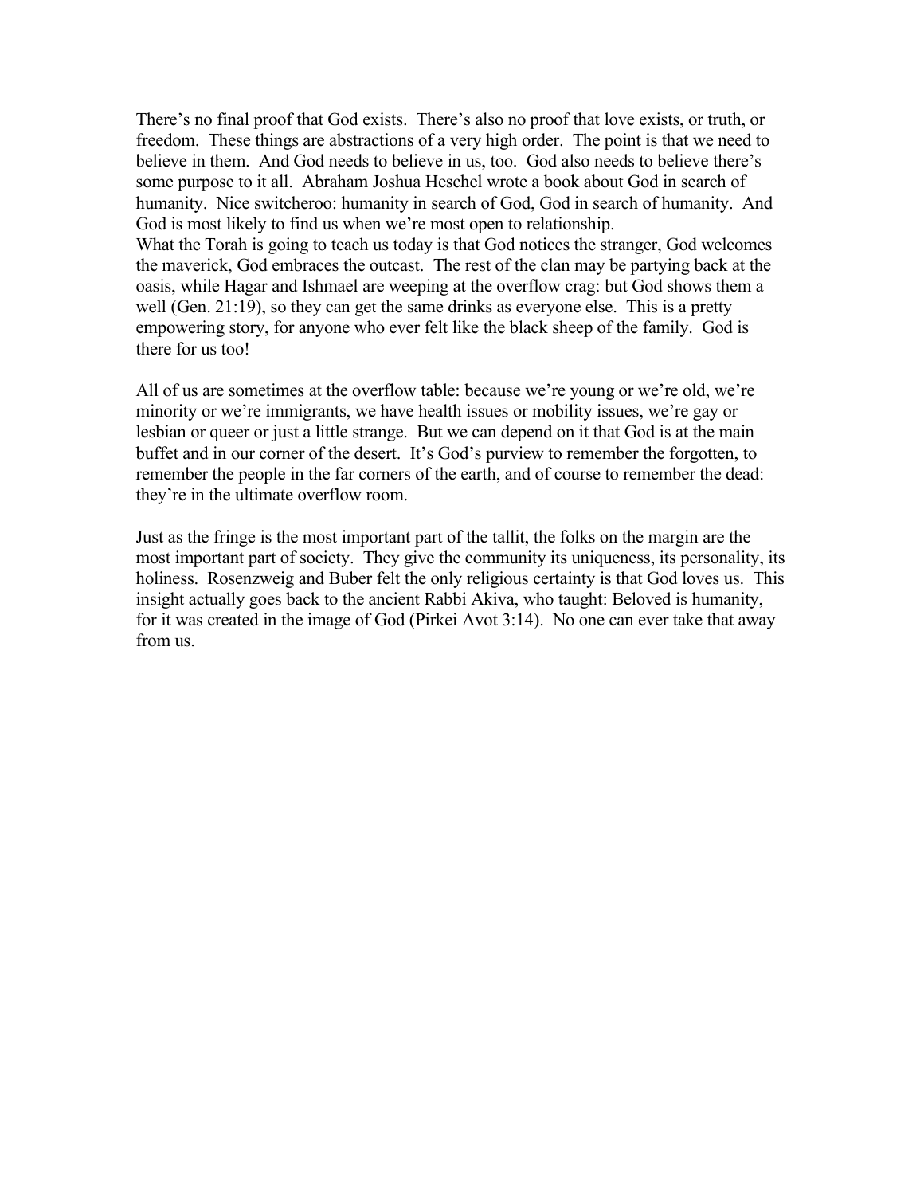There's no final proof that God exists. There's also no proof that love exists, or truth, or freedom. These things are abstractions of a very high order. The point is that we need to believe in them. And God needs to believe in us, too. God also needs to believe there's some purpose to it all. Abraham Joshua Heschel wrote a book about God in search of humanity. Nice switcheroo: humanity in search of God, God in search of humanity. And God is most likely to find us when we're most open to relationship.

What the Torah is going to teach us today is that God notices the stranger, God welcomes the maverick, God embraces the outcast. The rest of the clan may be partying back at the oasis, while Hagar and Ishmael are weeping at the overflow crag: but God shows them a well (Gen. 21:19), so they can get the same drinks as everyone else. This is a pretty empowering story, for anyone who ever felt like the black sheep of the family. God is there for us too!

All of us are sometimes at the overflow table: because we're young or we're old, we're minority or we're immigrants, we have health issues or mobility issues, we're gay or lesbian or queer or just a little strange. But we can depend on it that God is at the main buffet and in our corner of the desert. It's God's purview to remember the forgotten, to remember the people in the far corners of the earth, and of course to remember the dead: they're in the ultimate overflow room.

Just as the fringe is the most important part of the tallit, the folks on the margin are the most important part of society. They give the community its uniqueness, its personality, its holiness. Rosenzweig and Buber felt the only religious certainty is that God loves us. This insight actually goes back to the ancient Rabbi Akiva, who taught: Beloved is humanity, for it was created in the image of God (Pirkei Avot 3:14). No one can ever take that away from us.